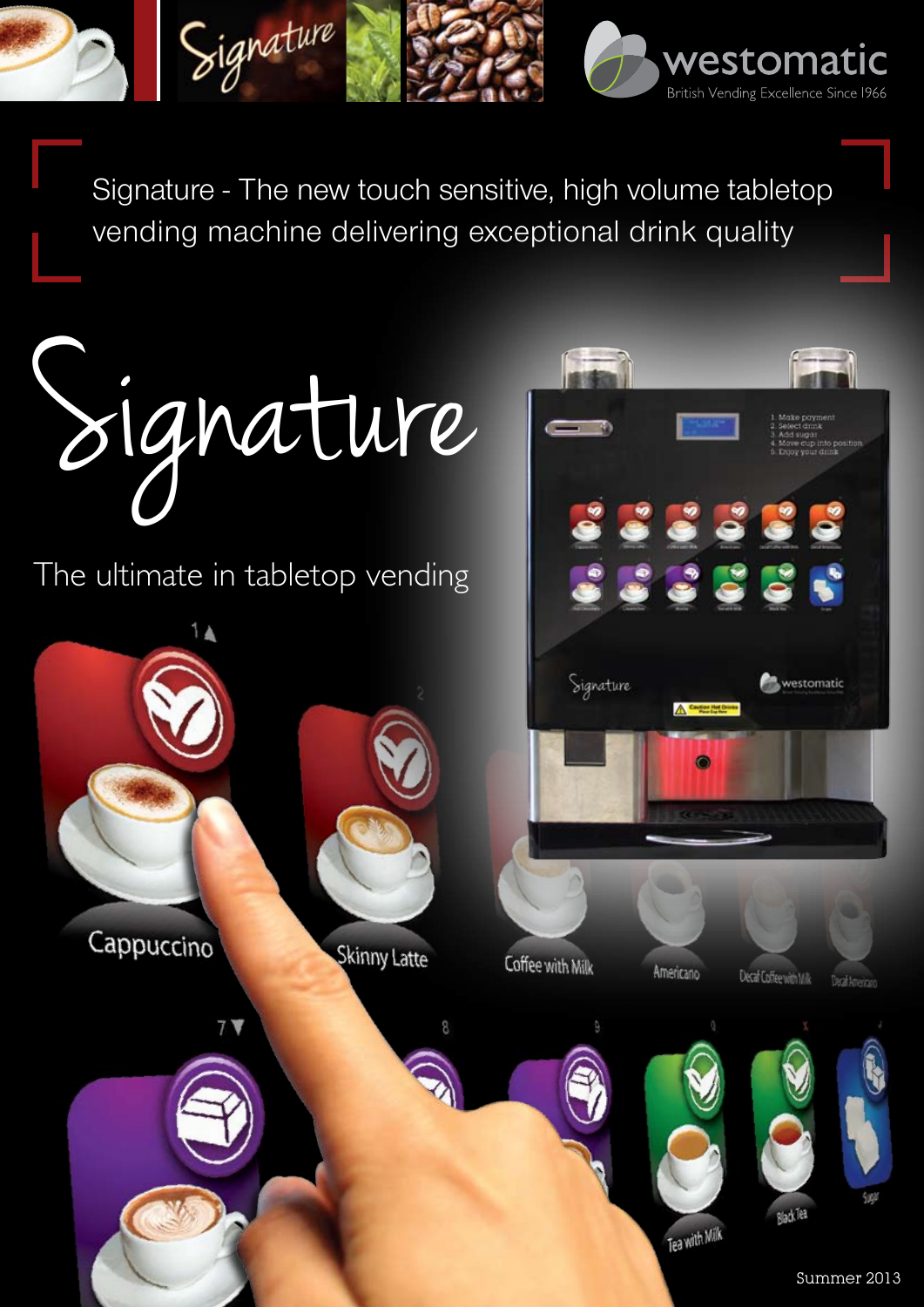westomatic

British Vending Excellence Since 1966

Signature - The new touch sensitive, high volume tabletop vending machine delivering exceptional drink quality

# Signature

The ultimate in tabletop vending

Summer 2013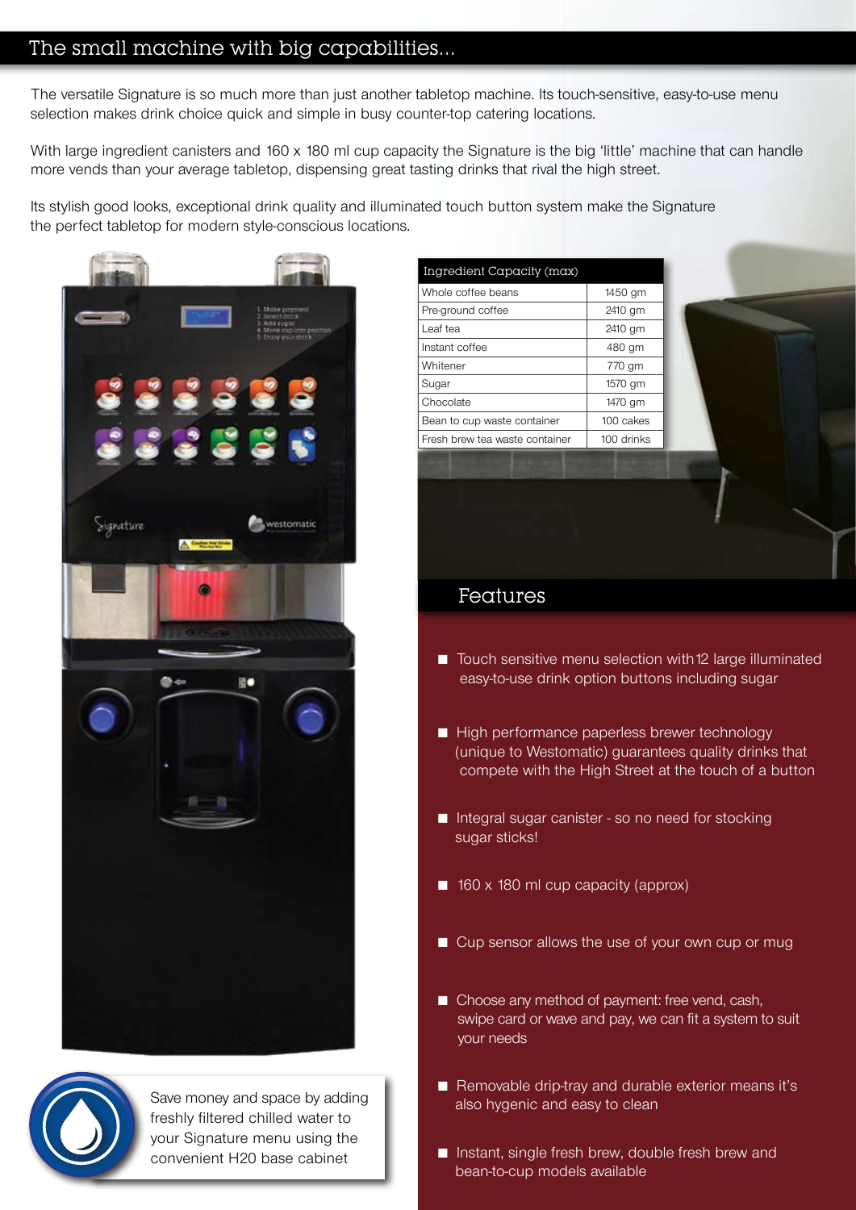## The small machine with big capabilities...

The versatile Signature is so much more than just another tabletop machine. Its touch-sensitive, easy-to-use menu selection makes drink choice quick and simple in busy counter-top catering locations.

With large ingredient canisters and 160 x 180 ml cup capacity the Signature is the big 'little' machine that can handle more vends than your average tabletop, dispensing great tasting drinks that rival the high street.

Its stylish good looks, exceptional drink quality and illuminated touch button system make the Signature the perfect tabletop for modern style-conscious locations.

| Ingredient Capacity (max) | |
|---|---|
| Whole coffee beans | 1450 gm |
| Pre-ground coffee | 2410 gm |
| Leaf tea | 2410 gm |
| Instant coffee | 480 gm |
| Whitener | 770 gm |
| Sugar | 1570 gm |
| Chocolate | 1470 gm |
| Bean to cup waste container | 100 cakes |
| Fresh brew tea waste container | 100 drinks |

Save money and space by adding freshly filtered chilled water to your Signature menu using the convenient H20 base cabinet

## Features

- Touch sensitive menu selection with 12 large illuminated easy-to-use drink option buttons including sugar
- High performance paperless brewer technology (unique to Westomatic) guarantees quality drinks that compete with the High Street at the touch of a button
- Integral sugar canister - so no need for stocking sugar sticks!
- 160 x 180 ml cup capacity (approx)
- Cup sensor allows the use of your own cup or mug
- Choose any method of payment: free vend, cash, swipe card or wave and pay, we can fit a system to suit your needs
- Removable drip-tray and durable exterior means it's also hygenic and easy to clean
- Instant, single fresh brew, double fresh brew and bean-to-cup models available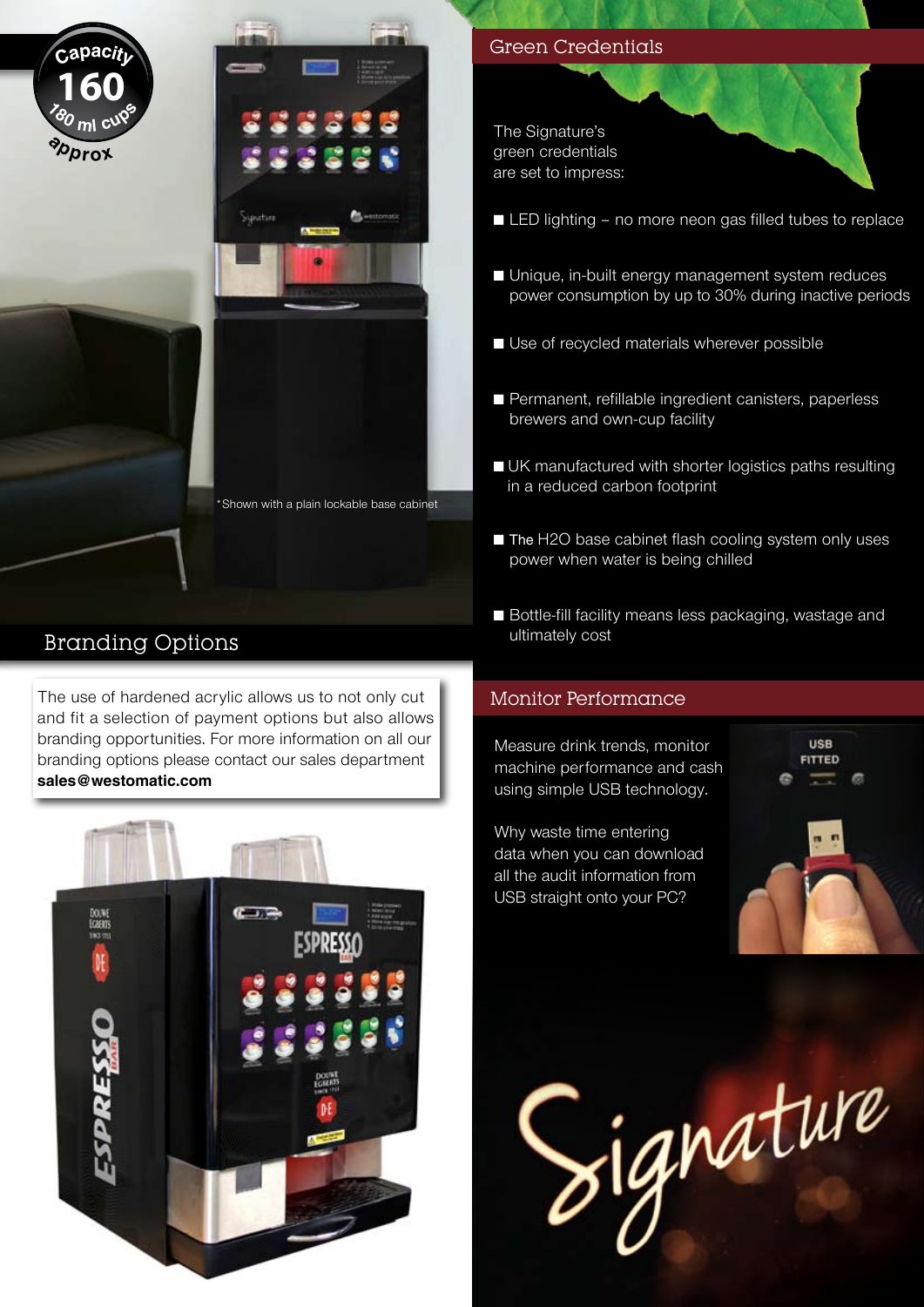Capacity 160 180 ml cups approx

*Shown with a plain lockable base cabinet

## Branding Options

The use of hardened acrylic allows us to not only cut and fit a selection of payment options but also allows branding opportunities. For more information on all our branding options please contact our sales department **sales@westomatic.com**

## Green Credentials

The Signature's green credentials are set to impress:

- LED lighting – no more neon gas filled tubes to replace
- Unique, in-built energy management system reduces power consumption by up to 30% during inactive periods
- Use of recycled materials wherever possible
- Permanent, refillable ingredient canisters, paperless brewers and own-cup facility
- UK manufactured with shorter logistics paths resulting in a reduced carbon footprint
- The H2O base cabinet flash cooling system only uses power when water is being chilled
- Bottle-fill facility means less packaging, wastage and ultimately cost

## Monitor Performance

Measure drink trends, monitor machine performance and cash using simple USB technology.

Why waste time entering data when you can download all the audit information from USB straight onto your PC?

USB FITTED

Signature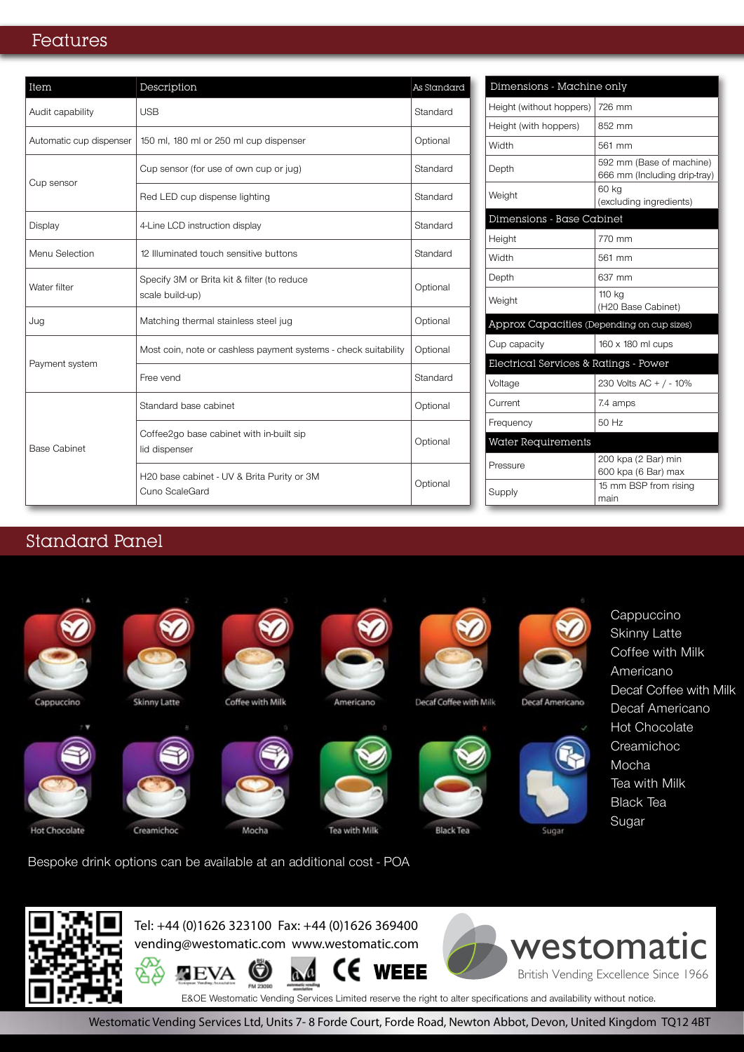## Features

| Item | Description | As Standard |
|---|---|---|
| Audit capability | USB | Standard |
| Automatic cup dispenser | 150 ml, 180 ml or 250 ml cup dispenser | Optional |
| Cup sensor | Cup sensor (for use of own cup or jug) | Standard |
| | Red LED cup dispense lighting | Standard |
| Display | 4-Line LCD instruction display | Standard |
| Menu Selection | 12 Illuminated touch sensitive buttons | Standard |
| Water filter | Specify 3M or Brita kit & filter (to reduce scale build-up) | Optional |
| Jug | Matching thermal stainless steel jug | Optional |
| Payment system | Most coin, note or cashless payment systems - check suitability | Optional |
| | Free vend | Standard |
| Base Cabinet | Standard base cabinet | Optional |
| | Coffee2go base cabinet with in-built sip lid dispenser | Optional |
| | H20 base cabinet - UV & Brita Purity or 3M Cuno ScaleGard | Optional |

| Dimensions - Machine only | |
|---|---|
| Height (without hoppers) | 726 mm |
| Height (with hoppers) | 852 mm |
| Width | 561 mm |
| Depth | 592 mm (Base of machine) 666 mm (Including drip-tray) |
| Weight | 60 kg (excluding ingredients) |
| **Dimensions - Base Cabinet** | |
| Height | 770 mm |
| Width | 561 mm |
| Depth | 637 mm |
| Weight | 110 kg (H20 Base Cabinet) |
| **Approx Capacities** (Depending on cup sizes) | |
| Cup capacity | 160 x 180 ml cups |
| **Electrical Services & Ratings - Power** | |
| Voltage | 230 Volts AC + / - 10% |
| Current | 7.4 amps |
| Frequency | 50 Hz |
| **Water Requirements** | |
| Pressure | 200 kpa (2 Bar) min 600 kpa (6 Bar) max |
| Supply | 15 mm BSP from rising main |

## Standard Panel

- Cappuccino
- Skinny Latte
- Coffee with Milk
- Americano
- Decaf Coffee with Milk
- Decaf Americano
- Hot Chocolate
- Creamichoc
- Mocha
- Tea with Milk
- Black Tea
- Sugar

Bespoke drink options can be available at an additional cost - POA

Tel: +44 (0)1626 323100 Fax: +44 (0)1626 369400
vending@westomatic.com www.westomatic.com

westomatic
British Vending Excellence Since 1966

E&OE Westomatic Vending Services Limited reserve the right to alter specifications and availability without notice.

Westomatic Vending Services Ltd, Units 7- 8 Forde Court, Forde Road, Newton Abbot, Devon, United Kingdom TQ12 4BT